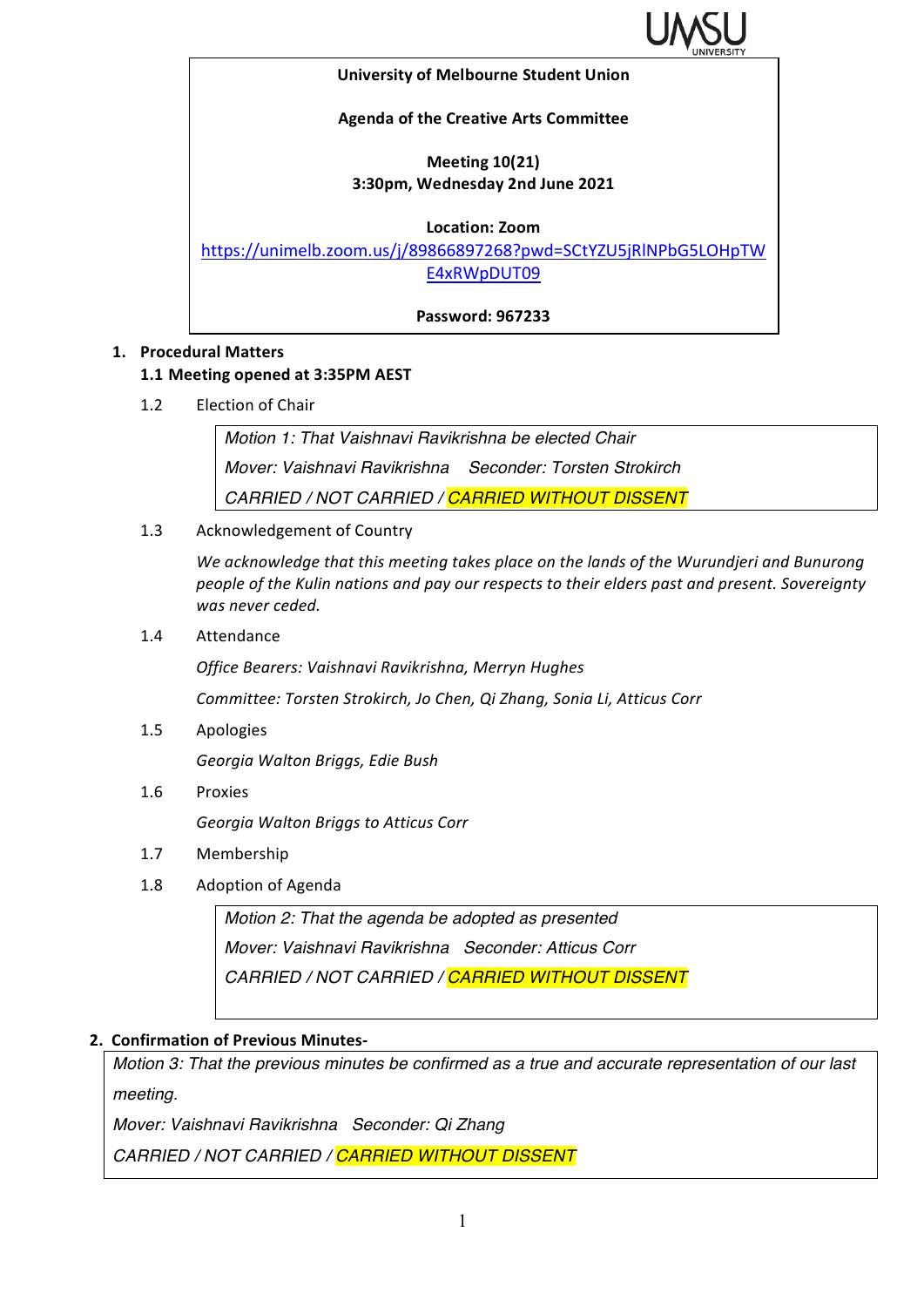**University of Melbourne Student Union**

**Agenda of the Creative Arts Committee**

**Meeting 10(21)**
**3:30pm, Wednesday 2nd June 2021**

**Location: Zoom**
https://unimelb.zoom.us/j/89866897268?pwd=SCtYZU5jRlNPbG5LOHpTWE4xRWpDUT09

**Password: 967233**

## 1. Procedural Matters

### 1.1 Meeting opened at 3:35PM AEST

1.2 Election of Chair

> *Motion 1: That Vaishnavi Ravikrishna be elected Chair*
> *Mover: Vaishnavi Ravikrishna Seconder: Torsten Strokirch*
> *CARRIED / NOT CARRIED / CARRIED WITHOUT DISSENT*

1.3 Acknowledgement of Country

*We acknowledge that this meeting takes place on the lands of the Wurundjeri and Bunurong people of the Kulin nations and pay our respects to their elders past and present. Sovereignty was never ceded.*

1.4 Attendance

*Office Bearers: Vaishnavi Ravikrishna, Merryn Hughes*

*Committee: Torsten Strokirch, Jo Chen, Qi Zhang, Sonia Li, Atticus Corr*

1.5 Apologies

*Georgia Walton Briggs, Edie Bush*

1.6 Proxies

*Georgia Walton Briggs to Atticus Corr*

1.7 Membership

1.8 Adoption of Agenda

> *Motion 2: That the agenda be adopted as presented*
> *Mover: Vaishnavi Ravikrishna Seconder: Atticus Corr*
> *CARRIED / NOT CARRIED / CARRIED WITHOUT DISSENT*

## 2. Confirmation of Previous Minutes-

> *Motion 3: That the previous minutes be confirmed as a true and accurate representation of our last meeting.*
> *Mover: Vaishnavi Ravikrishna Seconder: Qi Zhang*
> *CARRIED / NOT CARRIED / CARRIED WITHOUT DISSENT*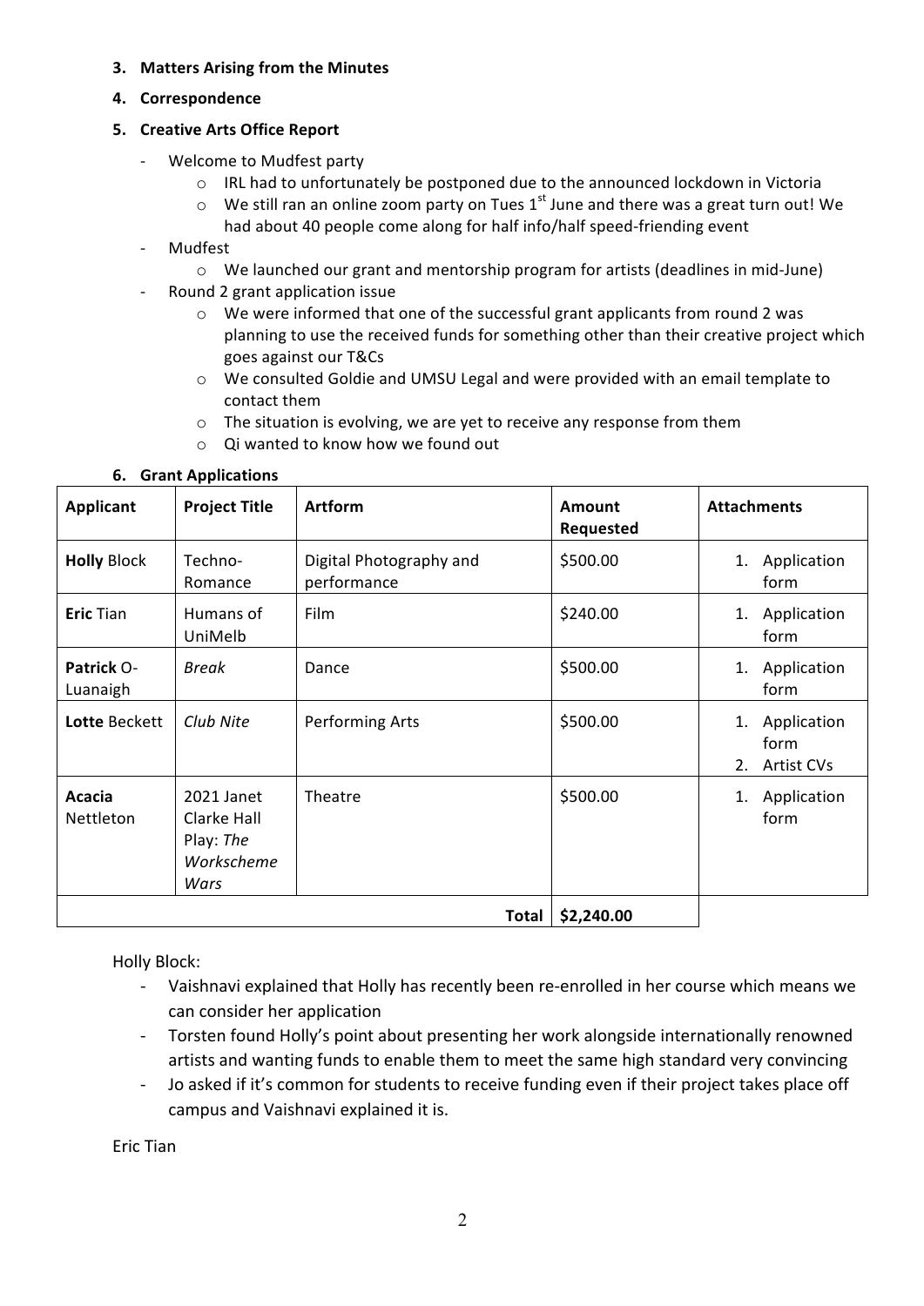**3. Matters Arising from the Minutes**

**4. Correspondence**

**5. Creative Arts Office Report**

- Welcome to Mudfest party
    - IRL had to unfortunately be postponed due to the announced lockdown in Victoria
    - We still ran an online zoom party on Tues 1st June and there was a great turn out! We had about 40 people come along for half info/half speed-friending event
- Mudfest
    - We launched our grant and mentorship program for artists (deadlines in mid-June)
- Round 2 grant application issue
    - We were informed that one of the successful grant applicants from round 2 was planning to use the received funds for something other than their creative project which goes against our T&Cs
    - We consulted Goldie and UMSU Legal and were provided with an email template to contact them
    - The situation is evolving, we are yet to receive any response from them
    - Qi wanted to know how we found out

**6. Grant Applications**

| Applicant | Project Title | Artform | Amount Requested | Attachments |
|---|---|---|---|---|
| **Holly** Block | Techno-Romance | Digital Photography and performance | \$500.00 | 1. Application form |
| **Eric** Tian | Humans of UniMelb | Film | \$240.00 | 1. Application form |
| **Patrick** O-Luanaigh | *Break* | Dance | \$500.00 | 1. Application form |
| **Lotte** Beckett | *Club Nite* | Performing Arts | \$500.00 | 1. Application form 2. Artist CVs |
| **Acacia** Nettleton | 2021 Janet Clarke Hall Play: *The Workscheme Wars* | Theatre | \$500.00 | 1. Application form |
| | | **Total** | **\$2,240.00** | |

Holly Block:

- Vaishnavi explained that Holly has recently been re-enrolled in her course which means we can consider her application
- Torsten found Holly's point about presenting her work alongside internationally renowned artists and wanting funds to enable them to meet the same high standard very convincing
- Jo asked if it's common for students to receive funding even if their project takes place off campus and Vaishnavi explained it is.

Eric Tian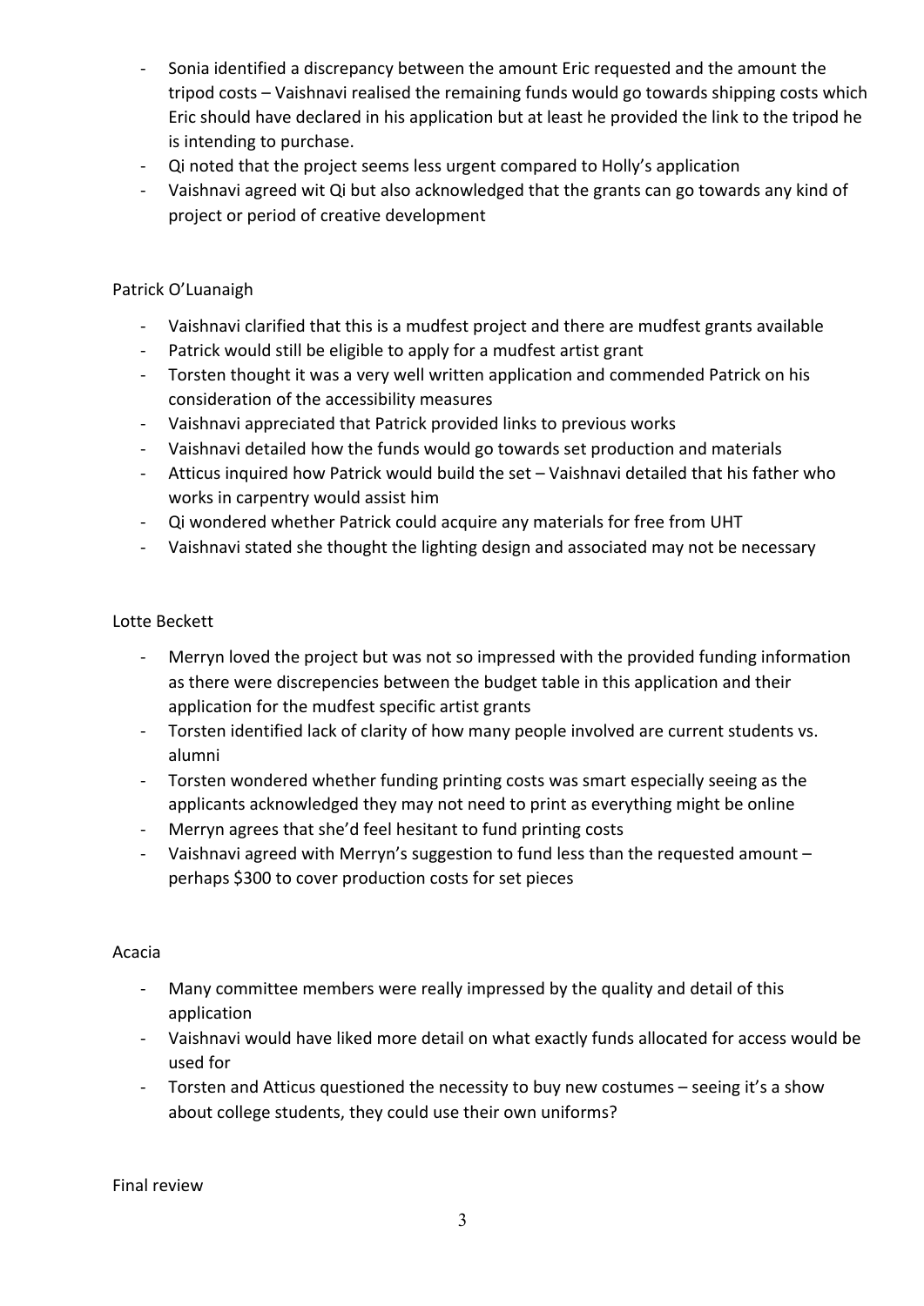- Sonia identified a discrepancy between the amount Eric requested and the amount the tripod costs – Vaishnavi realised the remaining funds would go towards shipping costs which Eric should have declared in his application but at least he provided the link to the tripod he is intending to purchase.
- Qi noted that the project seems less urgent compared to Holly's application
- Vaishnavi agreed wit Qi but also acknowledged that the grants can go towards any kind of project or period of creative development

Patrick O'Luanaigh

- Vaishnavi clarified that this is a mudfest project and there are mudfest grants available
- Patrick would still be eligible to apply for a mudfest artist grant
- Torsten thought it was a very well written application and commended Patrick on his consideration of the accessibility measures
- Vaishnavi appreciated that Patrick provided links to previous works
- Vaishnavi detailed how the funds would go towards set production and materials
- Atticus inquired how Patrick would build the set – Vaishnavi detailed that his father who works in carpentry would assist him
- Qi wondered whether Patrick could acquire any materials for free from UHT
- Vaishnavi stated she thought the lighting design and associated may not be necessary

Lotte Beckett

- Merryn loved the project but was not so impressed with the provided funding information as there were discrepencies between the budget table in this application and their application for the mudfest specific artist grants
- Torsten identified lack of clarity of how many people involved are current students vs. alumni
- Torsten wondered whether funding printing costs was smart especially seeing as the applicants acknowledged they may not need to print as everything might be online
- Merryn agrees that she'd feel hesitant to fund printing costs
- Vaishnavi agreed with Merryn's suggestion to fund less than the requested amount – perhaps $300 to cover production costs for set pieces

Acacia

- Many committee members were really impressed by the quality and detail of this application
- Vaishnavi would have liked more detail on what exactly funds allocated for access would be used for
- Torsten and Atticus questioned the necessity to buy new costumes – seeing it's a show about college students, they could use their own uniforms?

Final review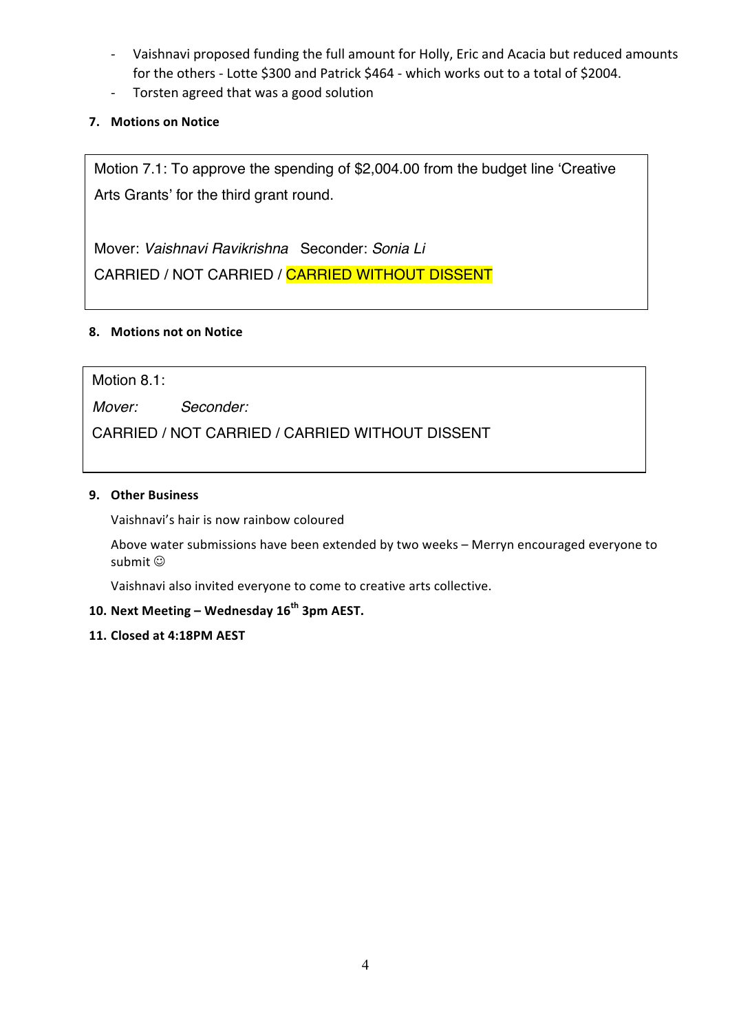- Vaishnavi proposed funding the full amount for Holly, Eric and Acacia but reduced amounts for the others - Lotte $300 and Patrick $464 - which works out to a total of $2004.
- Torsten agreed that was a good solution

**7. Motions on Notice**

> Motion 7.1: To approve the spending of $2,004.00 from the budget line 'Creative Arts Grants' for the third grant round.
>
> Mover: *Vaishnavi Ravikrishna* Seconder: *Sonia Li*
>
> CARRIED / NOT CARRIED / CARRIED WITHOUT DISSENT

**8. Motions not on Notice**

> Motion 8.1:
>
> *Mover:* *Seconder:*
>
> CARRIED / NOT CARRIED / CARRIED WITHOUT DISSENT

**9. Other Business**

Vaishnavi's hair is now rainbow coloured

Above water submissions have been extended by two weeks – Merryn encouraged everyone to submit ☺

Vaishnavi also invited everyone to come to creative arts collective.

**10. Next Meeting – Wednesday 16th 3pm AEST.**

**11. Closed at 4:18PM AEST**